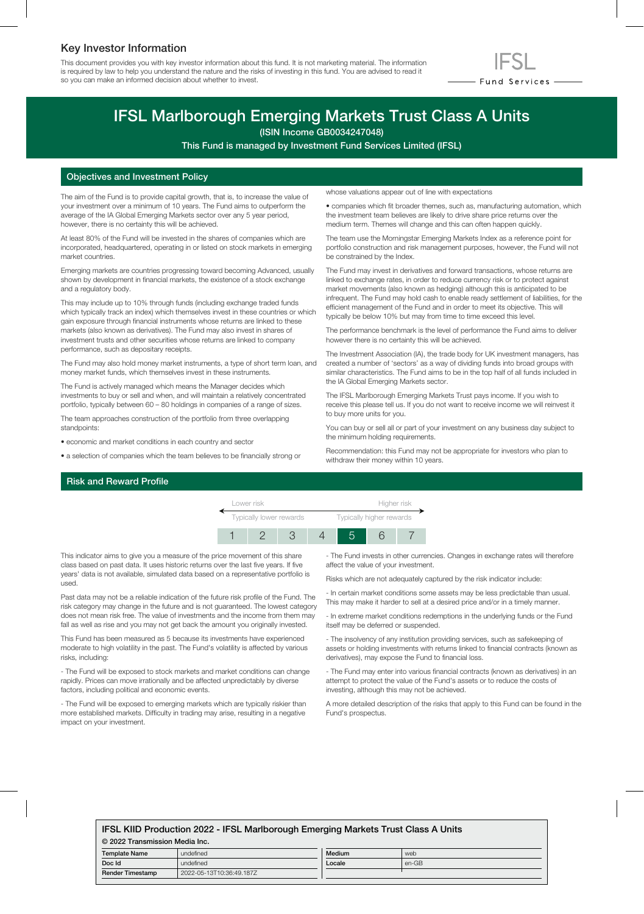# Key Investor Information

This document provides you with key investor information about this fund. It is not marketing material. The information is required by law to help you understand the nature and the risks of investing in this fund. You are advised to read it so you can make an informed decision about whether to invest.

IFSL Fund Services

# IFSL Marlborough Emerging Markets Trust Class A Units

(ISIN Income GB0034247048)

This Fund is managed by Investment Fund Services Limited (IFSL)

## Objectives and Investment Policy

The aim of the Fund is to provide capital growth, that is, to increase the value of your investment over a minimum of 10 years. The Fund aims to outperform the average of the IA Global Emerging Markets sector over any 5 year period, however, there is no certainty this will be achieved.

At least 80% of the Fund will be invested in the shares of companies which are incorporated, headquartered, operating in or listed on stock markets in emerging market countries.

Emerging markets are countries progressing toward becoming Advanced, usually shown by development in financial markets, the existence of a stock exchange and a regulatory body.

This may include up to 10% through funds (including exchange traded funds which typically track an index) which themselves invest in these countries or which gain exposure through financial instruments whose returns are linked to these markets (also known as derivatives). The Fund may also invest in shares of investment trusts and other securities whose returns are linked to company performance, such as depositary receipts.

The Fund may also hold money market instruments, a type of short term loan, and money market funds, which themselves invest in these instruments.

The Fund is actively managed which means the Manager decides which investments to buy or sell and when, and will maintain a relatively concentrated portfolio, typically between 60 – 80 holdings in companies of a range of sizes.

The team approaches construction of the portfolio from three overlapping standpoints:

- economic and market conditions in each country and sector
- a selection of companies which the team believes to be financially strong or whose valuations appear out of line with expectations
- companies which fit broader themes, such as, manufacturing automation, which the investment team believes are likely to drive share price returns over the medium term. Themes will change and this can often happen quickly.

The team use the Morningstar Emerging Markets Index as a reference point for portfolio construction and risk management purposes, however, the Fund will not be constrained by the Index.

The Fund may invest in derivatives and forward transactions, whose returns are linked to exchange rates, in order to reduce currency risk or to protect against market movements (also known as hedging) although this is anticipated to be infrequent. The Fund may hold cash to enable ready settlement of liabilities, for the efficient management of the Fund and in order to meet its objective. This will typically be below 10% but may from time to time exceed this level.

The performance benchmark is the level of performance the Fund aims to deliver however there is no certainty this will be achieved.

The Investment Association (IA), the trade body for UK investment managers, has created a number of 'sectors' as a way of dividing funds into broad groups with similar characteristics. The Fund aims to be in the top half of all funds included in the IA Global Emerging Markets sector.

The IFSL Marlborough Emerging Markets Trust pays income. If you wish to receive this please tell us. If you do not want to receive income we will reinvest it to buy more units for you.

You can buy or sell all or part of your investment on any business day subject to the minimum holding requirements.

Recommendation: this Fund may not be appropriate for investors who plan to withdraw their money within 10 years.

## Risk and Reward Profile

Lower risk — Higher risk

Typically lower rewards — Typically higher rewards

| 1 | 2 | 3 | 4 | **5** | 6 | 7 |
|---|---|---|---|---|---|---|

This indicator aims to give you a measure of the price movement of this share class based on past data. It uses historic returns over the last five years. If five years' data is not available, simulated data based on a representative portfolio is used.

Past data may not be a reliable indication of the future risk profile of the Fund. The risk category may change in the future and is not guaranteed. The lowest category does not mean risk free. The value of investments and the income from them may fall as well as rise and you may not get back the amount you originally invested.

This Fund has been measured as 5 because its investments have experienced moderate to high volatility in the past. The Fund's volatility is affected by various risks, including:

- The Fund will be exposed to stock markets and market conditions can change rapidly. Prices can move irrationally and be affected unpredictably by diverse factors, including political and economic events.

- The Fund will be exposed to emerging markets which are typically riskier than more established markets. Difficulty in trading may arise, resulting in a negative impact on your investment.

- The Fund invests in other currencies. Changes in exchange rates will therefore affect the value of your investment.

Risks which are not adequately captured by the risk indicator include:

- In certain market conditions some assets may be less predictable than usual. This may make it harder to sell at a desired price and/or in a timely manner.

- In extreme market conditions redemptions in the underlying funds or the Fund itself may be deferred or suspended.

- The insolvency of any institution providing services, such as safekeeping of assets or holding investments with returns linked to financial contracts (known as derivatives), may expose the Fund to financial loss.

- The Fund may enter into various financial contracts (known as derivatives) in an attempt to protect the value of the Fund's assets or to reduce the costs of investing, although this may not be achieved.

A more detailed description of the risks that apply to this Fund can be found in the Fund's prospectus.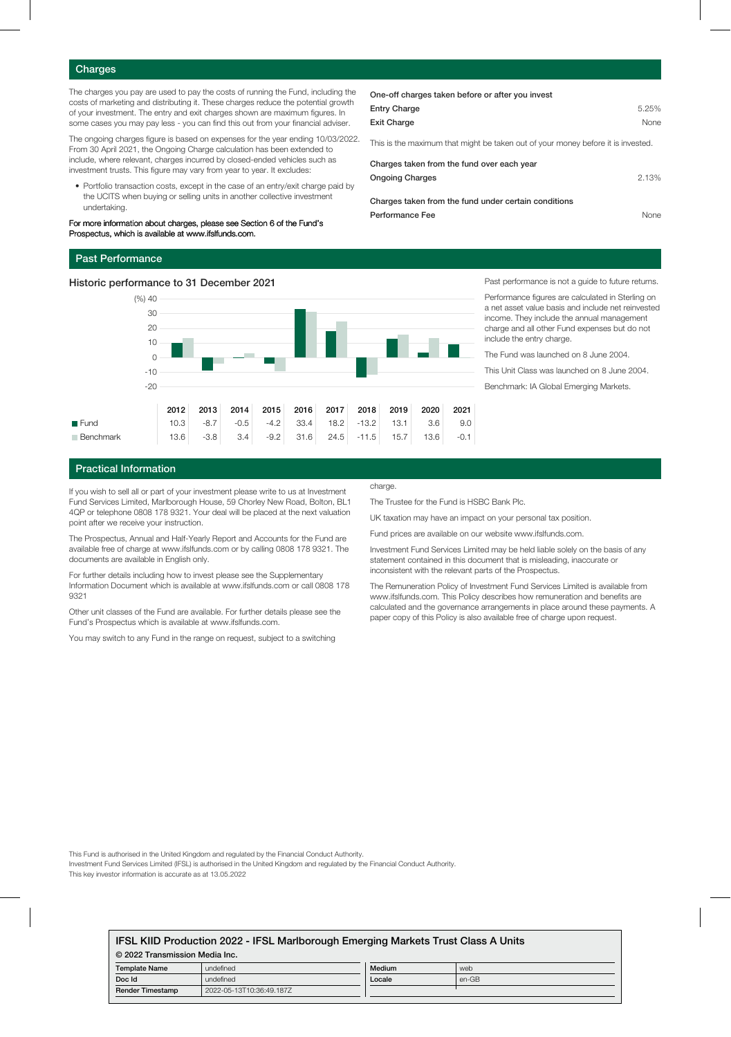## Charges

The charges you pay are used to pay the costs of running the Fund, including the costs of marketing and distributing it. These charges reduce the potential growth of your investment. The entry and exit charges shown are maximum figures. In some cases you may pay less - you can find this out from your financial adviser.

The ongoing charges figure is based on expenses for the year ending 10/03/2022. From 30 April 2021, the Ongoing Charge calculation has been extended to include, where relevant, charges incurred by closed-ended vehicles such as investment trusts. This figure may vary from year to year. It excludes:

- Portfolio transaction costs, except in the case of an entry/exit charge paid by the UCITS when buying or selling units in another collective investment undertaking.

For more information about charges, please see Section 6 of the Fund's Prospectus, which is available at www.ifslfunds.com.

| One-off charges taken before or after you invest | |
|---|---|
| **Entry Charge** | 5.25% |
| **Exit Charge** | None |

This is the maximum that might be taken out of your money before it is invested.

| Charges taken from the fund over each year | |
|---|---|
| **Ongoing Charges** | 2.13% |

| Charges taken from the fund under certain conditions | |
|---|---|
| **Performance Fee** | None |

## Past Performance

### Historic performance to 31 December 2021

(%) 40
30
20
10
0
-10
-20

| | 2012 | 2013 | 2014 | 2015 | 2016 | 2017 | 2018 | 2019 | 2020 | 2021 |
|---|---|---|---|---|---|---|---|---|---|---|
| Fund | 10.3 | -8.7 | -0.5 | -4.2 | 33.4 | 18.2 | -13.2 | 13.1 | 3.6 | 9.0 |
| Benchmark | 13.6 | -3.8 | 3.4 | -9.2 | 31.6 | 24.5 | -11.5 | 15.7 | 13.6 | -0.1 |

Past performance is not a guide to future returns.

Performance figures are calculated in Sterling on a net asset value basis and include net reinvested income. They include the annual management charge and all other Fund expenses but do not include the entry charge.

The Fund was launched on 8 June 2004.

This Unit Class was launched on 8 June 2004.

Benchmark: IA Global Emerging Markets.

## Practical Information

If you wish to sell all or part of your investment please write to us at Investment Fund Services Limited, Marlborough House, 59 Chorley New Road, Bolton, BL1 4QP or telephone 0808 178 9321. Your deal will be placed at the next valuation point after we receive your instruction.

The Prospectus, Annual and Half-Yearly Report and Accounts for the Fund are available free of charge at www.ifslfunds.com or by calling 0808 178 9321. The documents are available in English only.

For further details including how to invest please see the Supplementary Information Document which is available at www.ifslfunds.com or call 0808 178 9321

Other unit classes of the Fund are available. For further details please see the Fund's Prospectus which is available at www.ifslfunds.com.

You may switch to any Fund in the range on request, subject to a switching charge.

The Trustee for the Fund is HSBC Bank Plc.

UK taxation may have an impact on your personal tax position.

Fund prices are available on our website www.ifslfunds.com.

Investment Fund Services Limited may be held liable solely on the basis of any statement contained in this document that is misleading, inaccurate or inconsistent with the relevant parts of the Prospectus.

The Remuneration Policy of Investment Fund Services Limited is available from www.ifslfunds.com. This Policy describes how remuneration and benefits are calculated and the governance arrangements in place around these payments. A paper copy of this Policy is also available free of charge upon request.

This Fund is authorised in the United Kingdom and regulated by the Financial Conduct Authority.
Investment Fund Services Limited (IFSL) is authorised in the United Kingdom and regulated by the Financial Conduct Authority.
This key investor information is accurate as at 13.05.2022